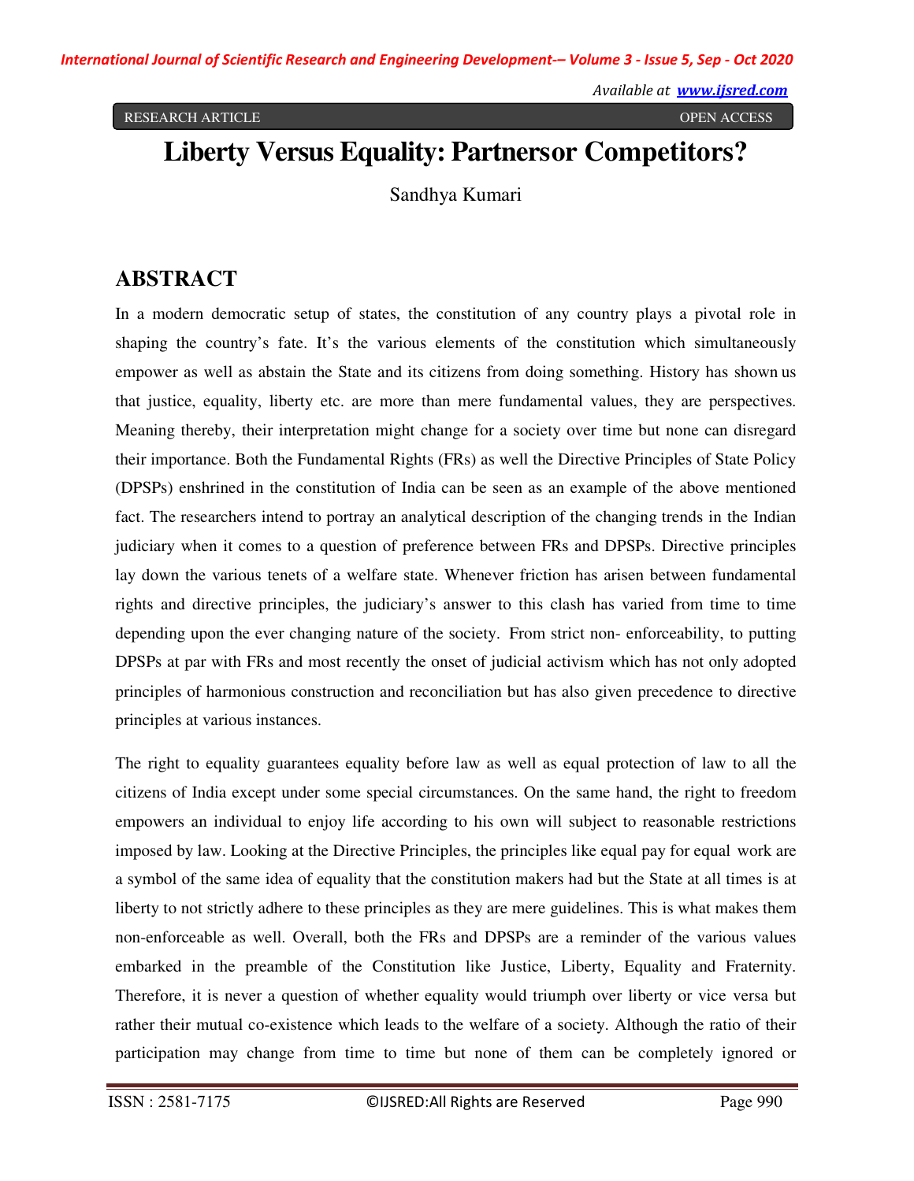RESEARCH ARTICLE OPEN ACCESS

# Liberty Versus Equality: Partnersor Competitors?

Sandhya Kumari

## ABSTRACT

In a modern democratic setup of states, the constitution of any country plays a pivotal role in shaping the country's fate. It's the various elements of the constitution which simultaneously empower as well as abstain the State and its citizens from doing something. History has shown us that justice, equality, liberty etc. are more than mere fundamental values, they are perspectives. Meaning thereby, their interpretation might change for a society over time but none can disregard their importance. Both the Fundamental Rights (FRs) as well the Directive Principles of State Policy (DPSPs) enshrined in the constitution of India can be seen as an example of the above mentioned fact. The researchers intend to portray an analytical description of the changing trends in the Indian judiciary when it comes to a question of preference between FRs and DPSPs. Directive principles lay down the various tenets of a welfare state. Whenever friction has arisen between fundamental rights and directive principles, the judiciary's answer to this clash has varied from time to time depending upon the ever changing nature of the society. From strict non- enforceability, to putting DPSPs at par with FRs and most recently the onset of judicial activism which has not only adopted principles of harmonious construction and reconciliation but has also given precedence to directive principles at various instances.

The right to equality guarantees equality before law as well as equal protection of law to all the citizens of India except under some special circumstances. On the same hand, the right to freedom empowers an individual to enjoy life according to his own will subject to reasonable restrictions imposed by law. Looking at the Directive Principles, the principles like equal pay for equal work are a symbol of the same idea of equality that the constitution makers had but the State at all times is at liberty to not strictly adhere to these principles as they are mere guidelines. This is what makes them non-enforceable as well. Overall, both the FRs and DPSPs are a reminder of the various values embarked in the preamble of the Constitution like Justice, Liberty, Equality and Fraternity. Therefore, it is never a question of whether equality would triumph over liberty or vice versa but rather their mutual co-existence which leads to the welfare of a society. Although the ratio of their participation may change from time to time but none of them can be completely ignored or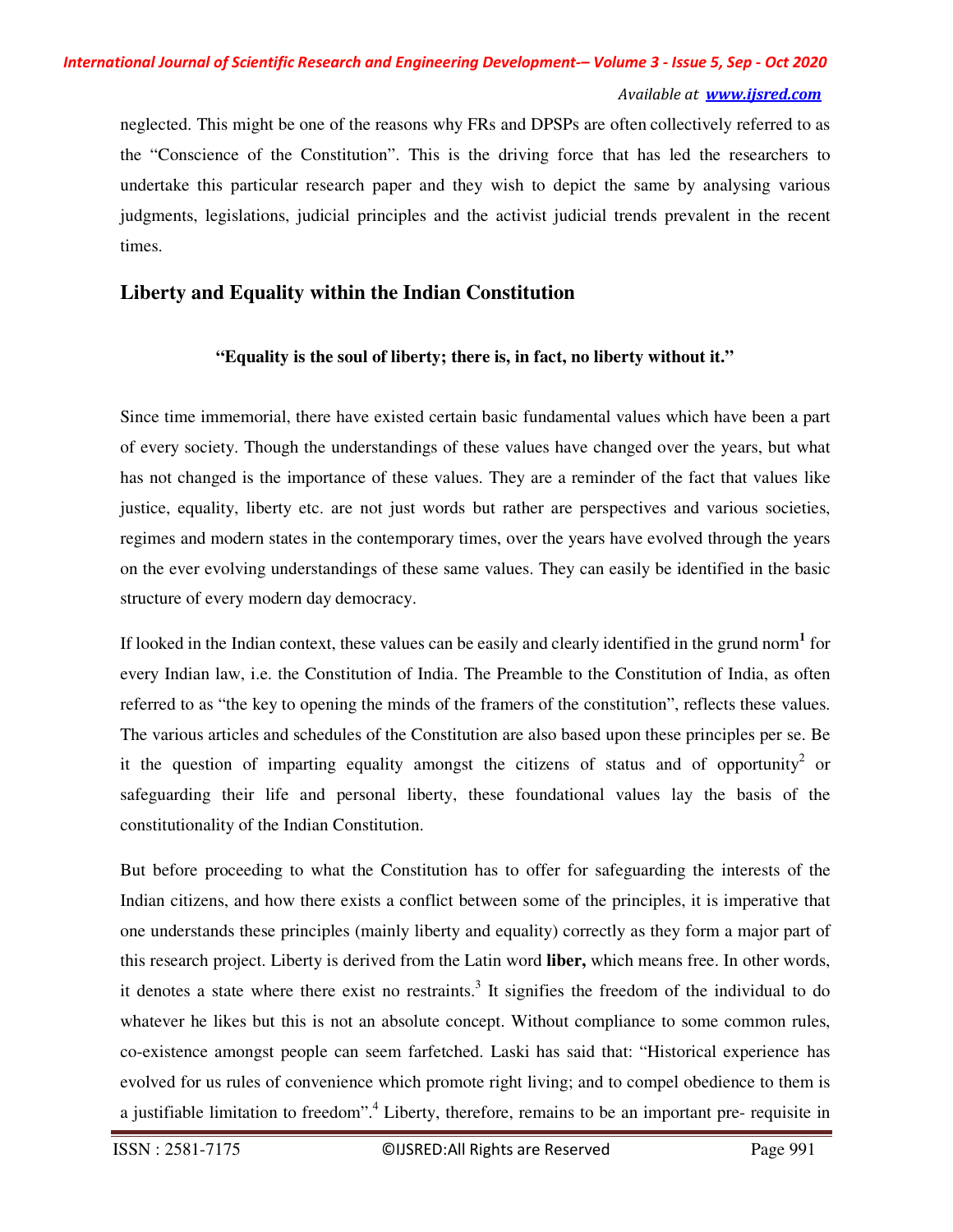neglected. This might be one of the reasons why FRs and DPSPs are often collectively referred to as the "Conscience of the Constitution". This is the driving force that has led the researchers to undertake this particular research paper and they wish to depict the same by analysing various judgments, legislations, judicial principles and the activist judicial trends prevalent in the recent times.

## Liberty and Equality within the Indian Constitution

**"Equality is the soul of liberty; there is, in fact, no liberty without it."**

Since time immemorial, there have existed certain basic fundamental values which have been a part of every society. Though the understandings of these values have changed over the years, but what has not changed is the importance of these values. They are a reminder of the fact that values like justice, equality, liberty etc. are not just words but rather are perspectives and various societies, regimes and modern states in the contemporary times, over the years have evolved through the years on the ever evolving understandings of these same values. They can easily be identified in the basic structure of every modern day democracy.

If looked in the Indian context, these values can be easily and clearly identified in the grund norm[1] for every Indian law, i.e. the Constitution of India. The Preamble to the Constitution of India, as often referred to as "the key to opening the minds of the framers of the constitution", reflects these values. The various articles and schedules of the Constitution are also based upon these principles per se. Be it the question of imparting equality amongst the citizens of status and of opportunity[2] or safeguarding their life and personal liberty, these foundational values lay the basis of the constitutionality of the Indian Constitution.

But before proceeding to what the Constitution has to offer for safeguarding the interests of the Indian citizens, and how there exists a conflict between some of the principles, it is imperative that one understands these principles (mainly liberty and equality) correctly as they form a major part of this research project. Liberty is derived from the Latin word **liber,** which means free. In other words, it denotes a state where there exist no restraints.[3] It signifies the freedom of the individual to do whatever he likes but this is not an absolute concept. Without compliance to some common rules, co-existence amongst people can seem farfetched. Laski has said that: "Historical experience has evolved for us rules of convenience which promote right living; and to compel obedience to them is a justifiable limitation to freedom".[4] Liberty, therefore, remains to be an important pre- requisite in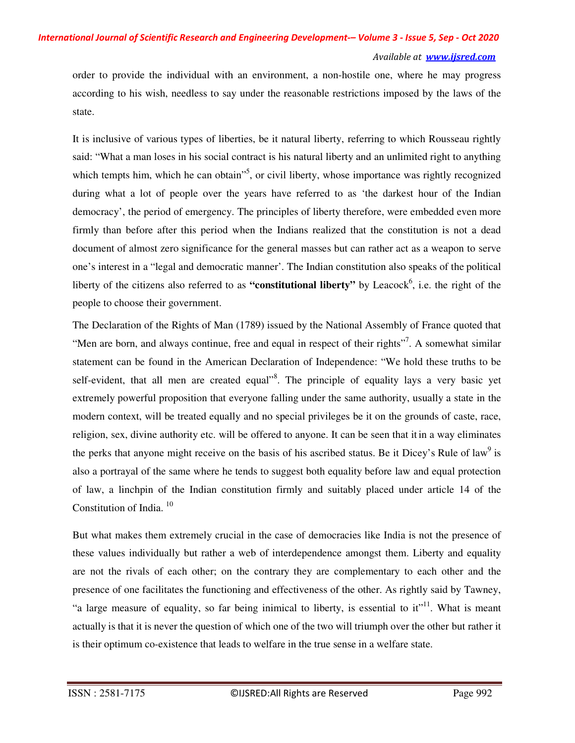order to provide the individual with an environment, a non-hostile one, where he may progress according to his wish, needless to say under the reasonable restrictions imposed by the laws of the state.

It is inclusive of various types of liberties, be it natural liberty, referring to which Rousseau rightly said: "What a man loses in his social contract is his natural liberty and an unlimited right to anything which tempts him, which he can obtain"[5], or civil liberty, whose importance was rightly recognized during what a lot of people over the years have referred to as 'the darkest hour of the Indian democracy', the period of emergency. The principles of liberty therefore, were embedded even more firmly than before after this period when the Indians realized that the constitution is not a dead document of almost zero significance for the general masses but can rather act as a weapon to serve one's interest in a "legal and democratic manner'. The Indian constitution also speaks of the political liberty of the citizens also referred to as **"constitutional liberty"** by Leacock[6], i.e. the right of the people to choose their government.

The Declaration of the Rights of Man (1789) issued by the National Assembly of France quoted that "Men are born, and always continue, free and equal in respect of their rights"[7]. A somewhat similar statement can be found in the American Declaration of Independence: "We hold these truths to be self-evident, that all men are created equal"[8]. The principle of equality lays a very basic yet extremely powerful proposition that everyone falling under the same authority, usually a state in the modern context, will be treated equally and no special privileges be it on the grounds of caste, race, religion, sex, divine authority etc. will be offered to anyone. It can be seen that it in a way eliminates the perks that anyone might receive on the basis of his ascribed status. Be it Dicey's Rule of law[9] is also a portrayal of the same where he tends to suggest both equality before law and equal protection of law, a linchpin of the Indian constitution firmly and suitably placed under article 14 of the Constitution of India. [10]

But what makes them extremely crucial in the case of democracies like India is not the presence of these values individually but rather a web of interdependence amongst them. Liberty and equality are not the rivals of each other; on the contrary they are complementary to each other and the presence of one facilitates the functioning and effectiveness of the other. As rightly said by Tawney, "a large measure of equality, so far being inimical to liberty, is essential to it"[11]. What is meant actually is that it is never the question of which one of the two will triumph over the other but rather it is their optimum co-existence that leads to welfare in the true sense in a welfare state.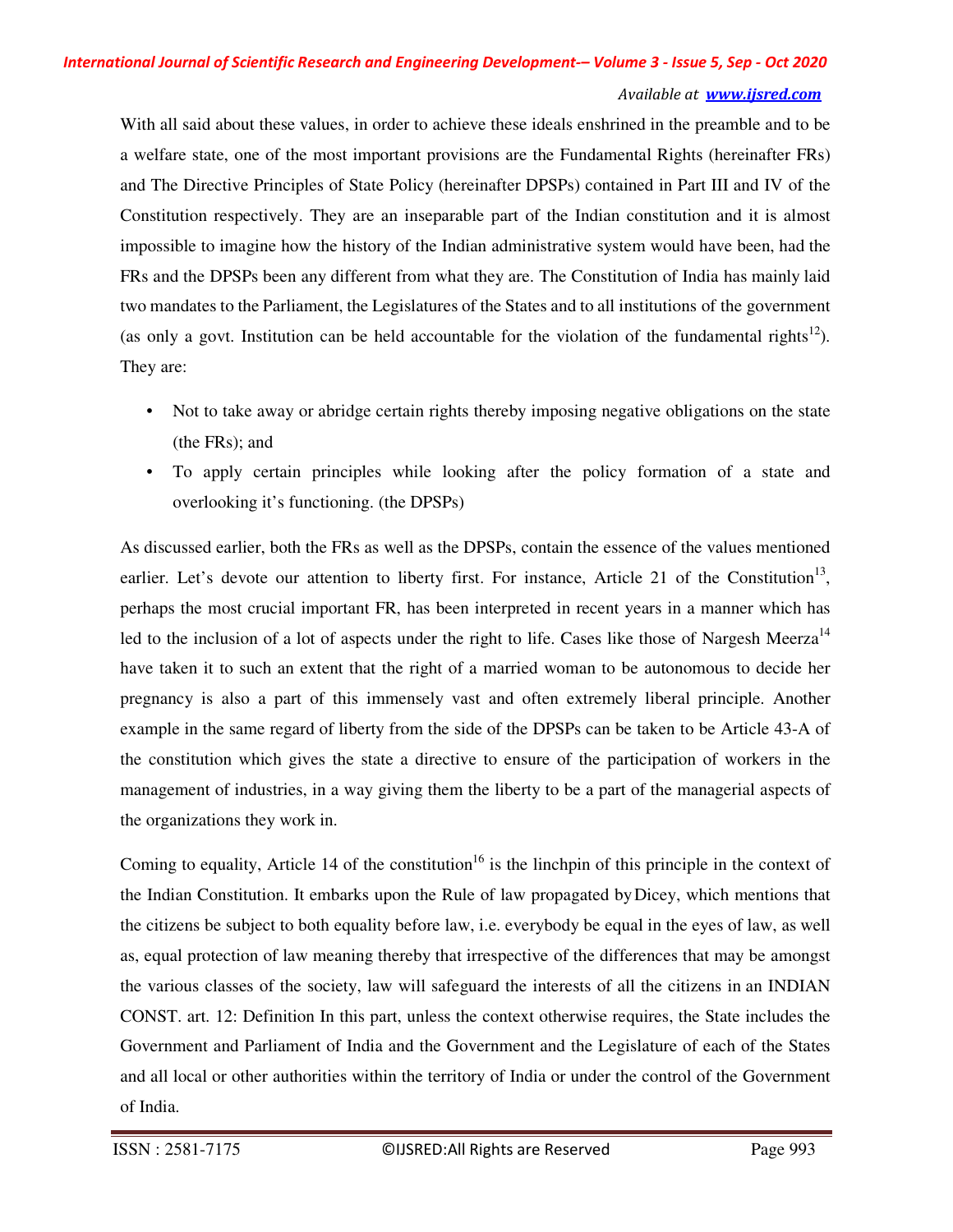With all said about these values, in order to achieve these ideals enshrined in the preamble and to be a welfare state, one of the most important provisions are the Fundamental Rights (hereinafter FRs) and The Directive Principles of State Policy (hereinafter DPSPs) contained in Part III and IV of the Constitution respectively. They are an inseparable part of the Indian constitution and it is almost impossible to imagine how the history of the Indian administrative system would have been, had the FRs and the DPSPs been any different from what they are. The Constitution of India has mainly laid two mandates to the Parliament, the Legislatures of the States and to all institutions of the government (as only a govt. Institution can be held accountable for the violation of the fundamental rights[12]). They are:

- Not to take away or abridge certain rights thereby imposing negative obligations on the state (the FRs); and
- To apply certain principles while looking after the policy formation of a state and overlooking it's functioning. (the DPSPs)

As discussed earlier, both the FRs as well as the DPSPs, contain the essence of the values mentioned earlier. Let's devote our attention to liberty first. For instance, Article 21 of the Constitution[13], perhaps the most crucial important FR, has been interpreted in recent years in a manner which has led to the inclusion of a lot of aspects under the right to life. Cases like those of Nargesh Meerza[14] have taken it to such an extent that the right of a married woman to be autonomous to decide her pregnancy is also a part of this immensely vast and often extremely liberal principle. Another example in the same regard of liberty from the side of the DPSPs can be taken to be Article 43-A of the constitution which gives the state a directive to ensure of the participation of workers in the management of industries, in a way giving them the liberty to be a part of the managerial aspects of the organizations they work in.

Coming to equality, Article 14 of the constitution[16] is the linchpin of this principle in the context of the Indian Constitution. It embarks upon the Rule of law propagated by Dicey, which mentions that the citizens be subject to both equality before law, i.e. everybody be equal in the eyes of law, as well as, equal protection of law meaning thereby that irrespective of the differences that may be amongst the various classes of the society, law will safeguard the interests of all the citizens in an INDIAN CONST. art. 12: Definition In this part, unless the context otherwise requires, the State includes the Government and Parliament of India and the Government and the Legislature of each of the States and all local or other authorities within the territory of India or under the control of the Government of India.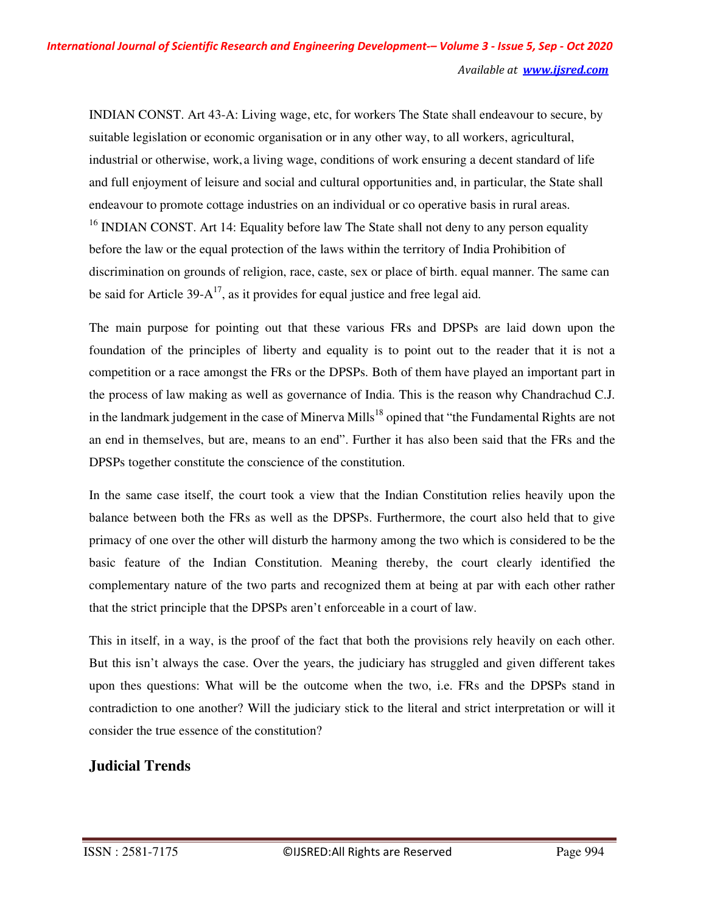INDIAN CONST. Art 43-A: Living wage, etc, for workers The State shall endeavour to secure, by suitable legislation or economic organisation or in any other way, to all workers, agricultural, industrial or otherwise, work, a living wage, conditions of work ensuring a decent standard of life and full enjoyment of leisure and social and cultural opportunities and, in particular, the State shall endeavour to promote cottage industries on an individual or co operative basis in rural areas.
[16] INDIAN CONST. Art 14: Equality before law The State shall not deny to any person equality before the law or the equal protection of the laws within the territory of India Prohibition of discrimination on grounds of religion, race, caste, sex or place of birth. equal manner. The same can be said for Article 39-A[17], as it provides for equal justice and free legal aid.

The main purpose for pointing out that these various FRs and DPSPs are laid down upon the foundation of the principles of liberty and equality is to point out to the reader that it is not a competition or a race amongst the FRs or the DPSPs. Both of them have played an important part in the process of law making as well as governance of India. This is the reason why Chandrachud C.J. in the landmark judgement in the case of Minerva Mills[18] opined that "the Fundamental Rights are not an end in themselves, but are, means to an end". Further it has also been said that the FRs and the DPSPs together constitute the conscience of the constitution.

In the same case itself, the court took a view that the Indian Constitution relies heavily upon the balance between both the FRs as well as the DPSPs. Furthermore, the court also held that to give primacy of one over the other will disturb the harmony among the two which is considered to be the basic feature of the Indian Constitution. Meaning thereby, the court clearly identified the complementary nature of the two parts and recognized them at being at par with each other rather that the strict principle that the DPSPs aren't enforceable in a court of law.

This in itself, in a way, is the proof of the fact that both the provisions rely heavily on each other. But this isn't always the case. Over the years, the judiciary has struggled and given different takes upon thes questions: What will be the outcome when the two, i.e. FRs and the DPSPs stand in contradiction to one another? Will the judiciary stick to the literal and strict interpretation or will it consider the true essence of the constitution?

## Judicial Trends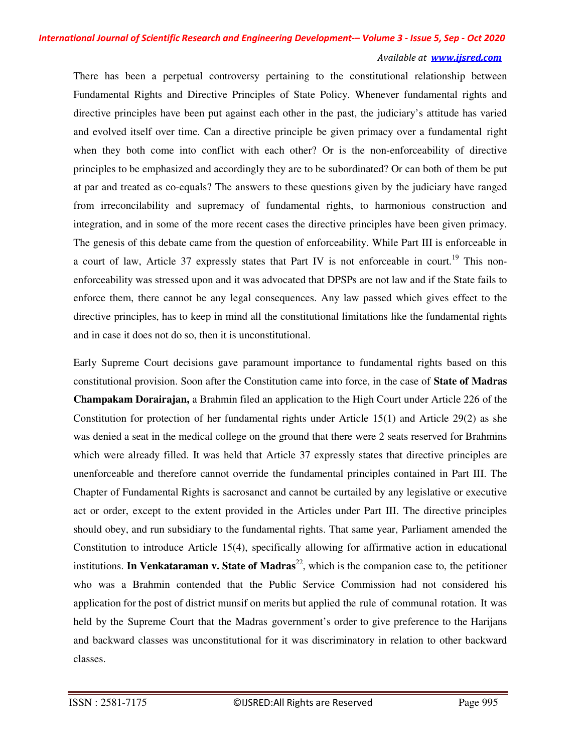There has been a perpetual controversy pertaining to the constitutional relationship between Fundamental Rights and Directive Principles of State Policy. Whenever fundamental rights and directive principles have been put against each other in the past, the judiciary's attitude has varied and evolved itself over time. Can a directive principle be given primacy over a fundamental right when they both come into conflict with each other? Or is the non-enforceability of directive principles to be emphasized and accordingly they are to be subordinated? Or can both of them be put at par and treated as co-equals? The answers to these questions given by the judiciary have ranged from irreconcilability and supremacy of fundamental rights, to harmonious construction and integration, and in some of the more recent cases the directive principles have been given primacy. The genesis of this debate came from the question of enforceability. While Part III is enforceable in a court of law, Article 37 expressly states that Part IV is not enforceable in court.[19] This non-enforceability was stressed upon and it was advocated that DPSPs are not law and if the State fails to enforce them, there cannot be any legal consequences. Any law passed which gives effect to the directive principles, has to keep in mind all the constitutional limitations like the fundamental rights and in case it does not do so, then it is unconstitutional.

Early Supreme Court decisions gave paramount importance to fundamental rights based on this constitutional provision. Soon after the Constitution came into force, in the case of **State of Madras Champakam Dorairajan,** a Brahmin filed an application to the High Court under Article 226 of the Constitution for protection of her fundamental rights under Article 15(1) and Article 29(2) as she was denied a seat in the medical college on the ground that there were 2 seats reserved for Brahmins which were already filled. It was held that Article 37 expressly states that directive principles are unenforceable and therefore cannot override the fundamental principles contained in Part III. The Chapter of Fundamental Rights is sacrosanct and cannot be curtailed by any legislative or executive act or order, except to the extent provided in the Articles under Part III. The directive principles should obey, and run subsidiary to the fundamental rights. That same year, Parliament amended the Constitution to introduce Article 15(4), specifically allowing for affirmative action in educational institutions. **In Venkataraman v. State of Madras**[22], which is the companion case to, the petitioner who was a Brahmin contended that the Public Service Commission had not considered his application for the post of district munsif on merits but applied the rule of communal rotation. It was held by the Supreme Court that the Madras government's order to give preference to the Harijans and backward classes was unconstitutional for it was discriminatory in relation to other backward classes.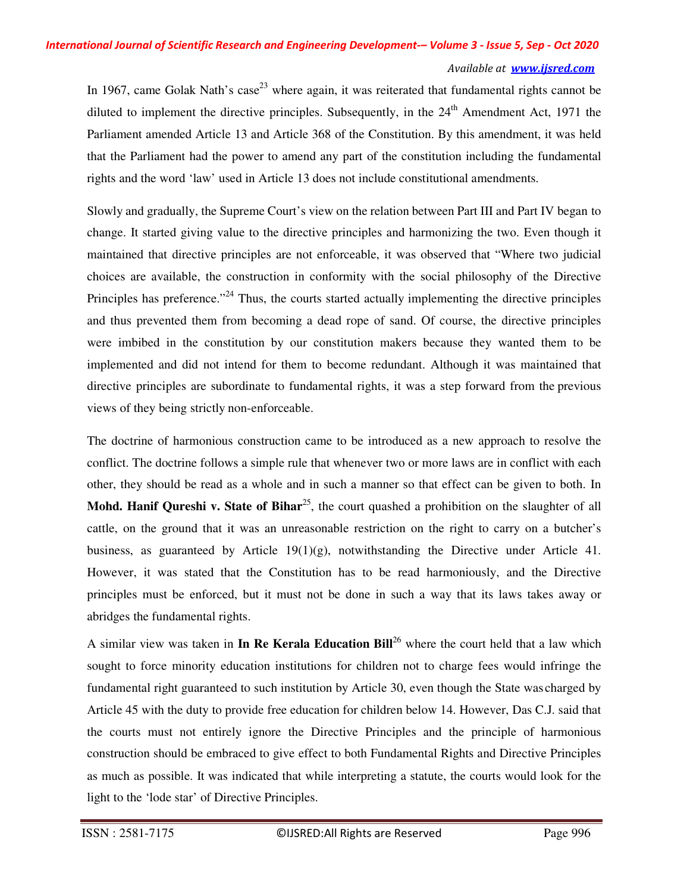In 1967, came Golak Nath's case[23] where again, it was reiterated that fundamental rights cannot be diluted to implement the directive principles. Subsequently, in the 24th Amendment Act, 1971 the Parliament amended Article 13 and Article 368 of the Constitution. By this amendment, it was held that the Parliament had the power to amend any part of the constitution including the fundamental rights and the word 'law' used in Article 13 does not include constitutional amendments.

Slowly and gradually, the Supreme Court's view on the relation between Part III and Part IV began to change. It started giving value to the directive principles and harmonizing the two. Even though it maintained that directive principles are not enforceable, it was observed that "Where two judicial choices are available, the construction in conformity with the social philosophy of the Directive Principles has preference."[24] Thus, the courts started actually implementing the directive principles and thus prevented them from becoming a dead rope of sand. Of course, the directive principles were imbibed in the constitution by our constitution makers because they wanted them to be implemented and did not intend for them to become redundant. Although it was maintained that directive principles are subordinate to fundamental rights, it was a step forward from the previous views of they being strictly non-enforceable.

The doctrine of harmonious construction came to be introduced as a new approach to resolve the conflict. The doctrine follows a simple rule that whenever two or more laws are in conflict with each other, they should be read as a whole and in such a manner so that effect can be given to both. In **Mohd. Hanif Qureshi v. State of Bihar**[25], the court quashed a prohibition on the slaughter of all cattle, on the ground that it was an unreasonable restriction on the right to carry on a butcher's business, as guaranteed by Article 19(1)(g), notwithstanding the Directive under Article 41. However, it was stated that the Constitution has to be read harmoniously, and the Directive principles must be enforced, but it must not be done in such a way that its laws takes away or abridges the fundamental rights.

A similar view was taken in **In Re Kerala Education Bill**[26] where the court held that a law which sought to force minority education institutions for children not to charge fees would infringe the fundamental right guaranteed to such institution by Article 30, even though the State was charged by Article 45 with the duty to provide free education for children below 14. However, Das C.J. said that the courts must not entirely ignore the Directive Principles and the principle of harmonious construction should be embraced to give effect to both Fundamental Rights and Directive Principles as much as possible. It was indicated that while interpreting a statute, the courts would look for the light to the 'lode star' of Directive Principles.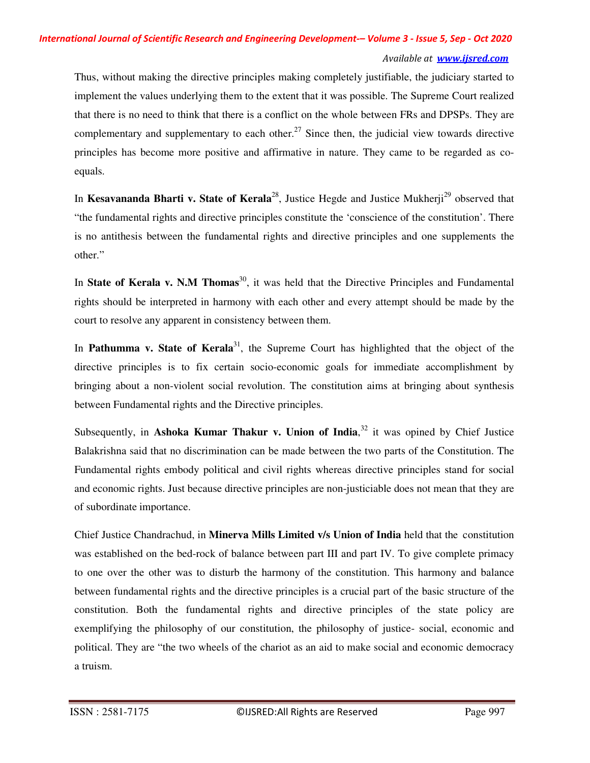Thus, without making the directive principles making completely justifiable, the judiciary started to implement the values underlying them to the extent that it was possible. The Supreme Court realized that there is no need to think that there is a conflict on the whole between FRs and DPSPs. They are complementary and supplementary to each other.[27] Since then, the judicial view towards directive principles has become more positive and affirmative in nature. They came to be regarded as co-equals.

In **Kesavananda Bharti v. State of Kerala**[28], Justice Hegde and Justice Mukherji[29] observed that "the fundamental rights and directive principles constitute the 'conscience of the constitution'. There is no antithesis between the fundamental rights and directive principles and one supplements the other."

In **State of Kerala v. N.M Thomas**[30], it was held that the Directive Principles and Fundamental rights should be interpreted in harmony with each other and every attempt should be made by the court to resolve any apparent in consistency between them.

In **Pathumma v. State of Kerala**[31], the Supreme Court has highlighted that the object of the directive principles is to fix certain socio-economic goals for immediate accomplishment by bringing about a non-violent social revolution. The constitution aims at bringing about synthesis between Fundamental rights and the Directive principles.

Subsequently, in **Ashoka Kumar Thakur v. Union of India**,[32] it was opined by Chief Justice Balakrishna said that no discrimination can be made between the two parts of the Constitution. The Fundamental rights embody political and civil rights whereas directive principles stand for social and economic rights. Just because directive principles are non-justiciable does not mean that they are of subordinate importance.

Chief Justice Chandrachud, in **Minerva Mills Limited v/s Union of India** held that the constitution was established on the bed-rock of balance between part III and part IV. To give complete primacy to one over the other was to disturb the harmony of the constitution. This harmony and balance between fundamental rights and the directive principles is a crucial part of the basic structure of the constitution. Both the fundamental rights and directive principles of the state policy are exemplifying the philosophy of our constitution, the philosophy of justice- social, economic and political. They are "the two wheels of the chariot as an aid to make social and economic democracy a truism.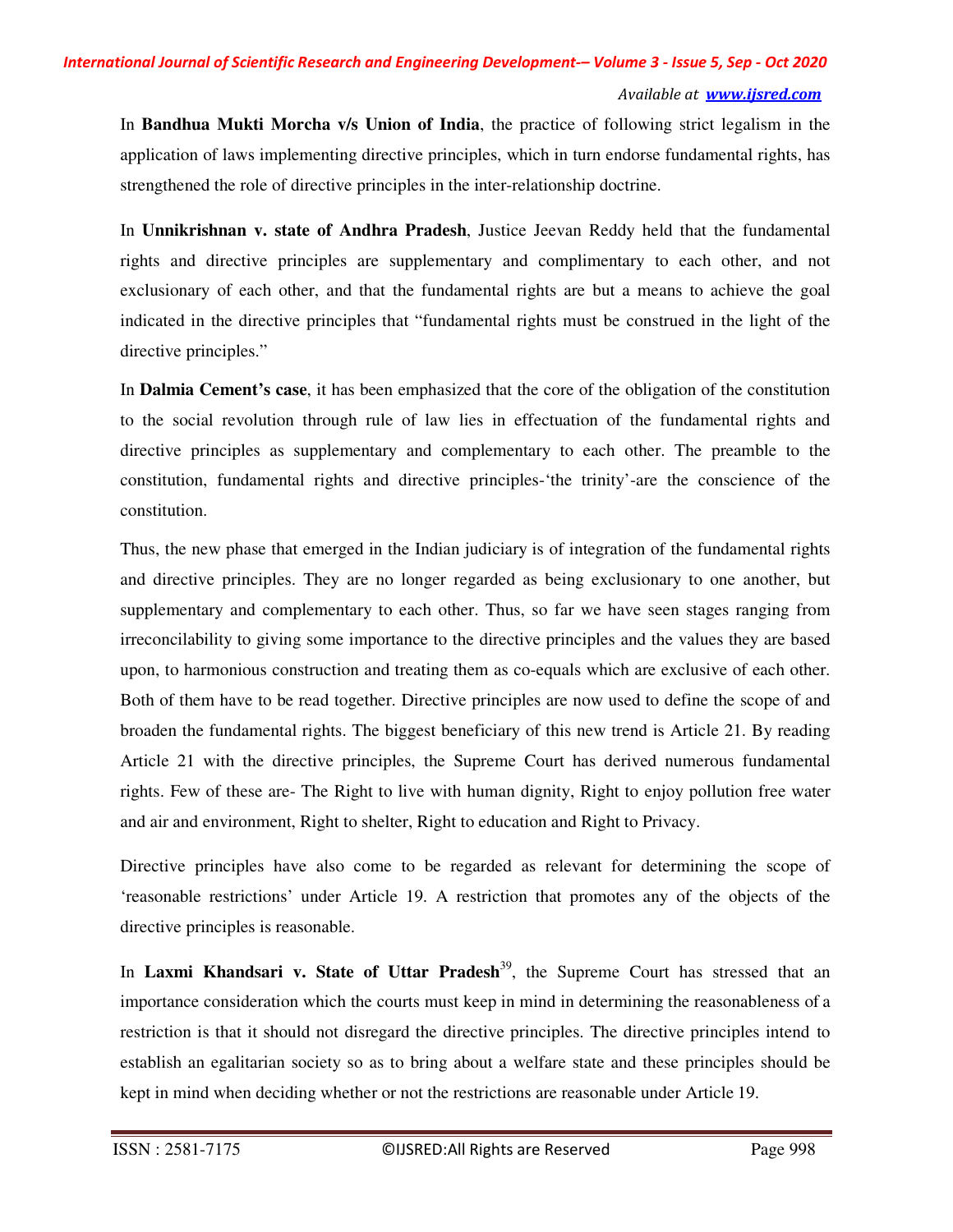In **Bandhua Mukti Morcha v/s Union of India**, the practice of following strict legalism in the application of laws implementing directive principles, which in turn endorse fundamental rights, has strengthened the role of directive principles in the inter-relationship doctrine.

In **Unnikrishnan v. state of Andhra Pradesh**, Justice Jeevan Reddy held that the fundamental rights and directive principles are supplementary and complimentary to each other, and not exclusionary of each other, and that the fundamental rights are but a means to achieve the goal indicated in the directive principles that "fundamental rights must be construed in the light of the directive principles."

In **Dalmia Cement's case**, it has been emphasized that the core of the obligation of the constitution to the social revolution through rule of law lies in effectuation of the fundamental rights and directive principles as supplementary and complementary to each other. The preamble to the constitution, fundamental rights and directive principles-'the trinity'-are the conscience of the constitution.

Thus, the new phase that emerged in the Indian judiciary is of integration of the fundamental rights and directive principles. They are no longer regarded as being exclusionary to one another, but supplementary and complementary to each other. Thus, so far we have seen stages ranging from irreconcilability to giving some importance to the directive principles and the values they are based upon, to harmonious construction and treating them as co-equals which are exclusive of each other. Both of them have to be read together. Directive principles are now used to define the scope of and broaden the fundamental rights. The biggest beneficiary of this new trend is Article 21. By reading Article 21 with the directive principles, the Supreme Court has derived numerous fundamental rights. Few of these are- The Right to live with human dignity, Right to enjoy pollution free water and air and environment, Right to shelter, Right to education and Right to Privacy.

Directive principles have also come to be regarded as relevant for determining the scope of 'reasonable restrictions' under Article 19. A restriction that promotes any of the objects of the directive principles is reasonable.

In **Laxmi Khandsari v. State of Uttar Pradesh**[39], the Supreme Court has stressed that an importance consideration which the courts must keep in mind in determining the reasonableness of a restriction is that it should not disregard the directive principles. The directive principles intend to establish an egalitarian society so as to bring about a welfare state and these principles should be kept in mind when deciding whether or not the restrictions are reasonable under Article 19.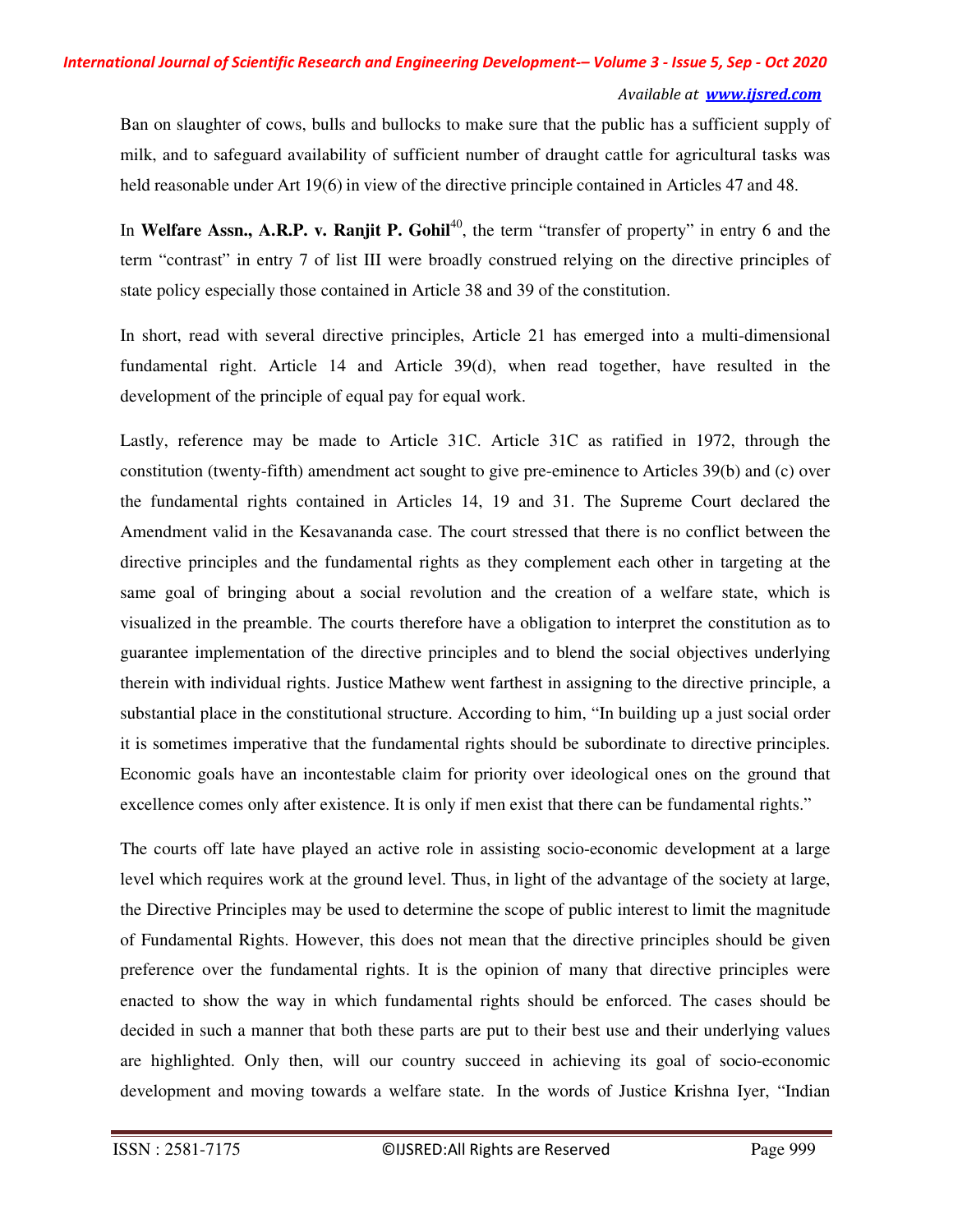Ban on slaughter of cows, bulls and bullocks to make sure that the public has a sufficient supply of milk, and to safeguard availability of sufficient number of draught cattle for agricultural tasks was held reasonable under Art 19(6) in view of the directive principle contained in Articles 47 and 48.

In **Welfare Assn., A.R.P. v. Ranjit P. Gohil**[40], the term "transfer of property" in entry 6 and the term "contrast" in entry 7 of list III were broadly construed relying on the directive principles of state policy especially those contained in Article 38 and 39 of the constitution.

In short, read with several directive principles, Article 21 has emerged into a multi-dimensional fundamental right. Article 14 and Article 39(d), when read together, have resulted in the development of the principle of equal pay for equal work.

Lastly, reference may be made to Article 31C. Article 31C as ratified in 1972, through the constitution (twenty-fifth) amendment act sought to give pre-eminence to Articles 39(b) and (c) over the fundamental rights contained in Articles 14, 19 and 31. The Supreme Court declared the Amendment valid in the Kesavananda case. The court stressed that there is no conflict between the directive principles and the fundamental rights as they complement each other in targeting at the same goal of bringing about a social revolution and the creation of a welfare state, which is visualized in the preamble. The courts therefore have a obligation to interpret the constitution as to guarantee implementation of the directive principles and to blend the social objectives underlying therein with individual rights. Justice Mathew went farthest in assigning to the directive principle, a substantial place in the constitutional structure. According to him, "In building up a just social order it is sometimes imperative that the fundamental rights should be subordinate to directive principles. Economic goals have an incontestable claim for priority over ideological ones on the ground that excellence comes only after existence. It is only if men exist that there can be fundamental rights."

The courts off late have played an active role in assisting socio-economic development at a large level which requires work at the ground level. Thus, in light of the advantage of the society at large, the Directive Principles may be used to determine the scope of public interest to limit the magnitude of Fundamental Rights. However, this does not mean that the directive principles should be given preference over the fundamental rights. It is the opinion of many that directive principles were enacted to show the way in which fundamental rights should be enforced. The cases should be decided in such a manner that both these parts are put to their best use and their underlying values are highlighted. Only then, will our country succeed in achieving its goal of socio-economic development and moving towards a welfare state. In the words of Justice Krishna Iyer, "Indian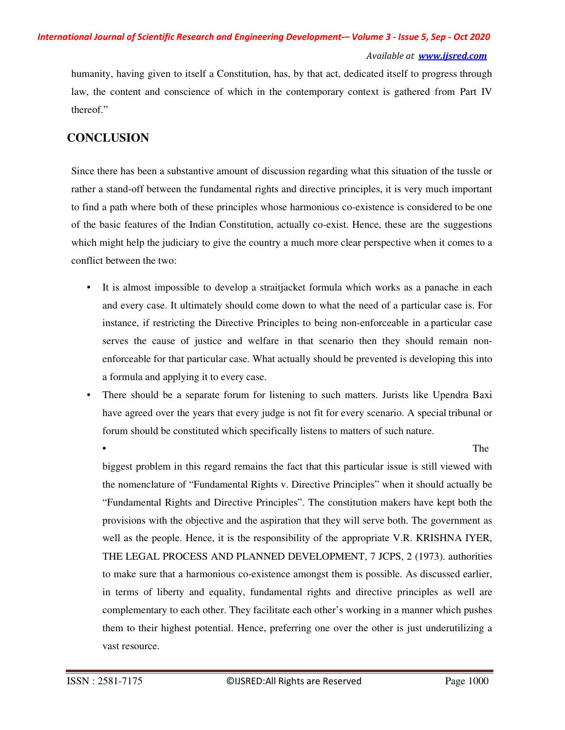humanity, having given to itself a Constitution, has, by that act, dedicated itself to progress through law, the content and conscience of which in the contemporary context is gathered from Part IV thereof."

## CONCLUSION

Since there has been a substantive amount of discussion regarding what this situation of the tussle or rather a stand-off between the fundamental rights and directive principles, it is very much important to find a path where both of these principles whose harmonious co-existence is considered to be one of the basic features of the Indian Constitution, actually co-exist. Hence, these are the suggestions which might help the judiciary to give the country a much more clear perspective when it comes to a conflict between the two:

- It is almost impossible to develop a straitjacket formula which works as a panache in each and every case. It ultimately should come down to what the need of a particular case is. For instance, if restricting the Directive Principles to being non-enforceable in a particular case serves the cause of justice and welfare in that scenario then they should remain non-enforceable for that particular case. What actually should be prevented is developing this into a formula and applying it to every case.
- There should be a separate forum for listening to such matters. Jurists like Upendra Baxi have agreed over the years that every judge is not fit for every scenario. A special tribunal or forum should be constituted which specifically listens to matters of such nature.
- The biggest problem in this regard remains the fact that this particular issue is still viewed with the nomenclature of "Fundamental Rights v. Directive Principles" when it should actually be "Fundamental Rights and Directive Principles". The constitution makers have kept both the provisions with the objective and the aspiration that they will serve both. The government as well as the people. Hence, it is the responsibility of the appropriate V.R. KRISHNA IYER, THE LEGAL PROCESS AND PLANNED DEVELOPMENT, 7 JCPS, 2 (1973). authorities to make sure that a harmonious co-existence amongst them is possible. As discussed earlier, in terms of liberty and equality, fundamental rights and directive principles as well are complementary to each other. They facilitate each other's working in a manner which pushes them to their highest potential. Hence, preferring one over the other is just underutilizing a vast resource.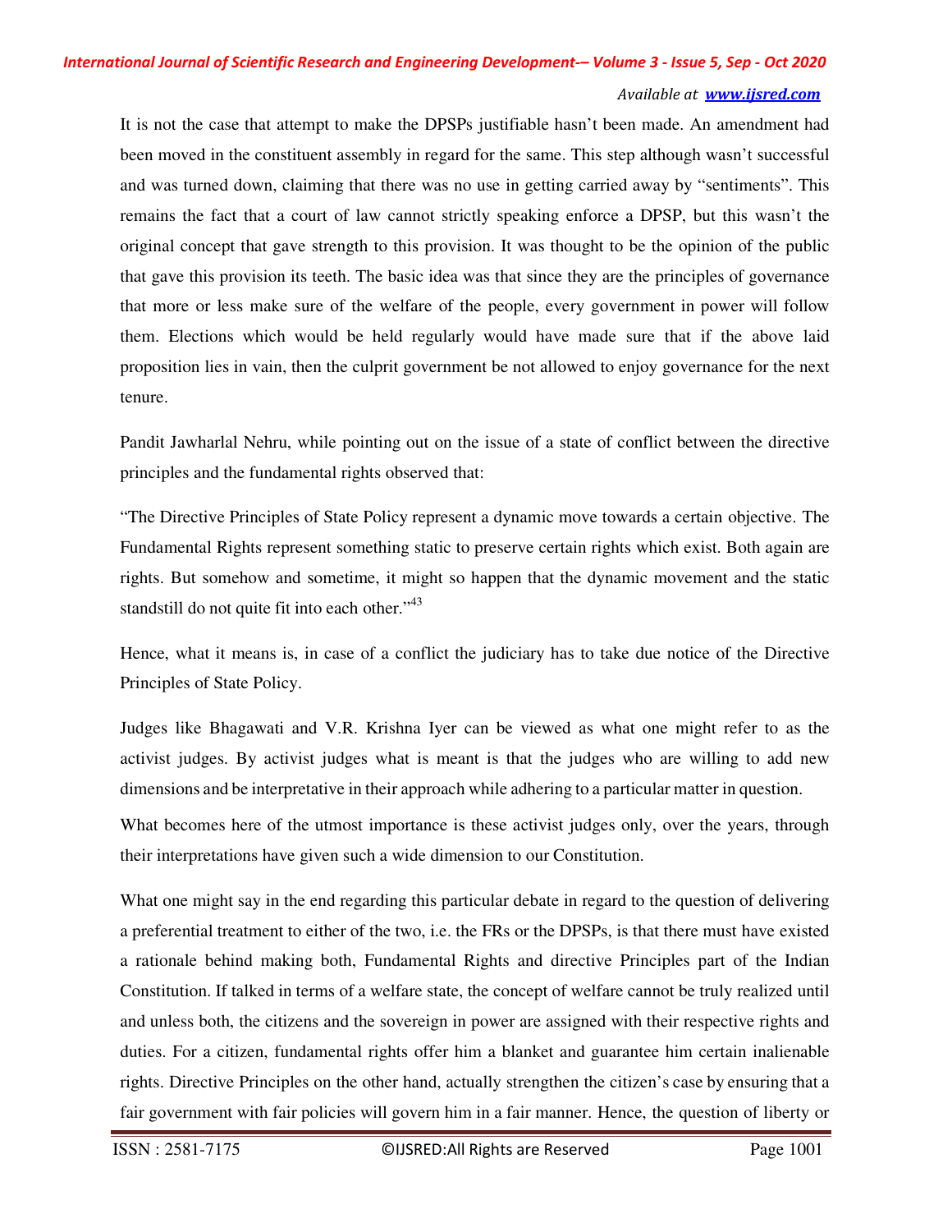It is not the case that attempt to make the DPSPs justifiable hasn't been made. An amendment had been moved in the constituent assembly in regard for the same. This step although wasn't successful and was turned down, claiming that there was no use in getting carried away by "sentiments". This remains the fact that a court of law cannot strictly speaking enforce a DPSP, but this wasn't the original concept that gave strength to this provision. It was thought to be the opinion of the public that gave this provision its teeth. The basic idea was that since they are the principles of governance that more or less make sure of the welfare of the people, every government in power will follow them. Elections which would be held regularly would have made sure that if the above laid proposition lies in vain, then the culprit government be not allowed to enjoy governance for the next tenure.

Pandit Jawharlal Nehru, while pointing out on the issue of a state of conflict between the directive principles and the fundamental rights observed that:

"The Directive Principles of State Policy represent a dynamic move towards a certain objective. The Fundamental Rights represent something static to preserve certain rights which exist. Both again are rights. But somehow and sometime, it might so happen that the dynamic movement and the static standstill do not quite fit into each other."[43]

Hence, what it means is, in case of a conflict the judiciary has to take due notice of the Directive Principles of State Policy.

Judges like Bhagawati and V.R. Krishna Iyer can be viewed as what one might refer to as the activist judges. By activist judges what is meant is that the judges who are willing to add new dimensions and be interpretative in their approach while adhering to a particular matter in question.

What becomes here of the utmost importance is these activist judges only, over the years, through their interpretations have given such a wide dimension to our Constitution.

What one might say in the end regarding this particular debate in regard to the question of delivering a preferential treatment to either of the two, i.e. the FRs or the DPSPs, is that there must have existed a rationale behind making both, Fundamental Rights and directive Principles part of the Indian Constitution. If talked in terms of a welfare state, the concept of welfare cannot be truly realized until and unless both, the citizens and the sovereign in power are assigned with their respective rights and duties. For a citizen, fundamental rights offer him a blanket and guarantee him certain inalienable rights. Directive Principles on the other hand, actually strengthen the citizen's case by ensuring that a fair government with fair policies will govern him in a fair manner. Hence, the question of liberty or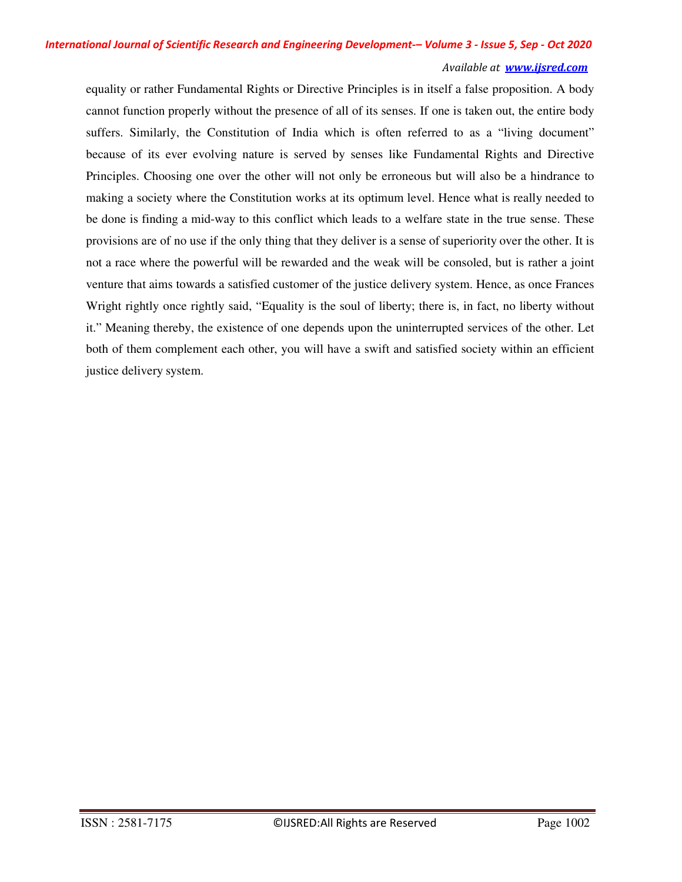equality or rather Fundamental Rights or Directive Principles is in itself a false proposition. A body cannot function properly without the presence of all of its senses. If one is taken out, the entire body suffers. Similarly, the Constitution of India which is often referred to as a “living document” because of its ever evolving nature is served by senses like Fundamental Rights and Directive Principles. Choosing one over the other will not only be erroneous but will also be a hindrance to making a society where the Constitution works at its optimum level. Hence what is really needed to be done is finding a mid-way to this conflict which leads to a welfare state in the true sense. These provisions are of no use if the only thing that they deliver is a sense of superiority over the other. It is not a race where the powerful will be rewarded and the weak will be consoled, but is rather a joint venture that aims towards a satisfied customer of the justice delivery system. Hence, as once Frances Wright rightly once rightly said, “Equality is the soul of liberty; there is, in fact, no liberty without it.” Meaning thereby, the existence of one depends upon the uninterrupted services of the other. Let both of them complement each other, you will have a swift and satisfied society within an efficient justice delivery system.